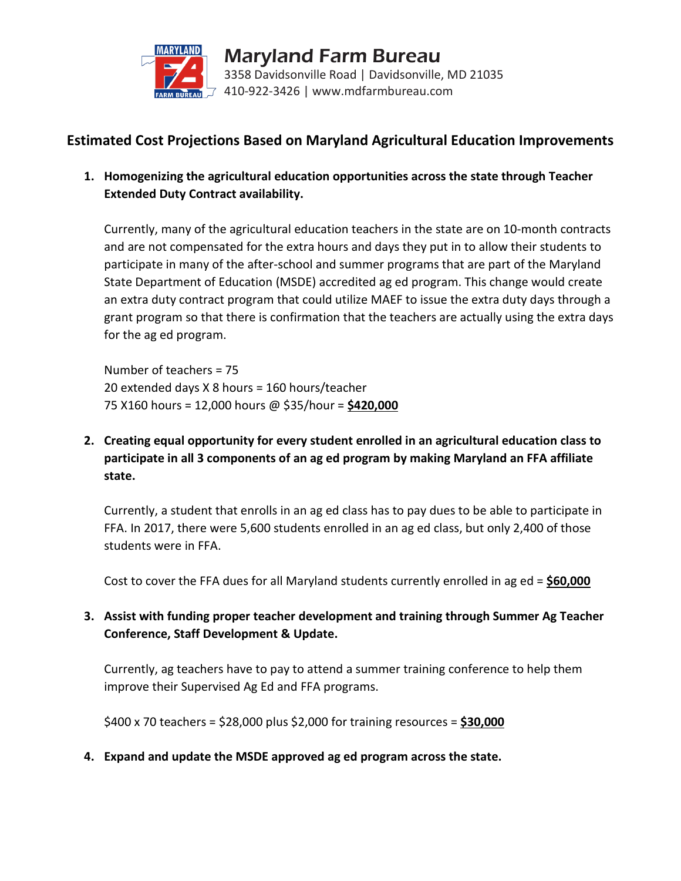# Maryland Farm Bureau

3358 Davidsonville Road | Davidsonville, MD 21035
410-922-3426 | www.mdfarmbureau.com

## Estimated Cost Projections Based on Maryland Agricultural Education Improvements

1. **Homogenizing the agricultural education opportunities across the state through Teacher Extended Duty Contract availability.**

   Currently, many of the agricultural education teachers in the state are on 10-month contracts and are not compensated for the extra hours and days they put in to allow their students to participate in many of the after-school and summer programs that are part of the Maryland State Department of Education (MSDE) accredited ag ed program. This change would create an extra duty contract program that could utilize MAEF to issue the extra duty days through a grant program so that there is confirmation that the teachers are actually using the extra days for the ag ed program.

   Number of teachers = 75
   20 extended days X 8 hours = 160 hours/teacher
   75 X160 hours = 12,000 hours @ $35/hour = **<u>$420,000</u>**

2. **Creating equal opportunity for every student enrolled in an agricultural education class to participate in all 3 components of an ag ed program by making Maryland an FFA affiliate state.**

   Currently, a student that enrolls in an ag ed class has to pay dues to be able to participate in FFA. In 2017, there were 5,600 students enrolled in an ag ed class, but only 2,400 of those students were in FFA.

   Cost to cover the FFA dues for all Maryland students currently enrolled in ag ed = **<u>$60,000</u>**

3. **Assist with funding proper teacher development and training through Summer Ag Teacher Conference, Staff Development & Update.**

   Currently, ag teachers have to pay to attend a summer training conference to help them improve their Supervised Ag Ed and FFA programs.

   $400 x 70 teachers = $28,000 plus $2,000 for training resources = **<u>$30,000</u>**

4. **Expand and update the MSDE approved ag ed program across the state.**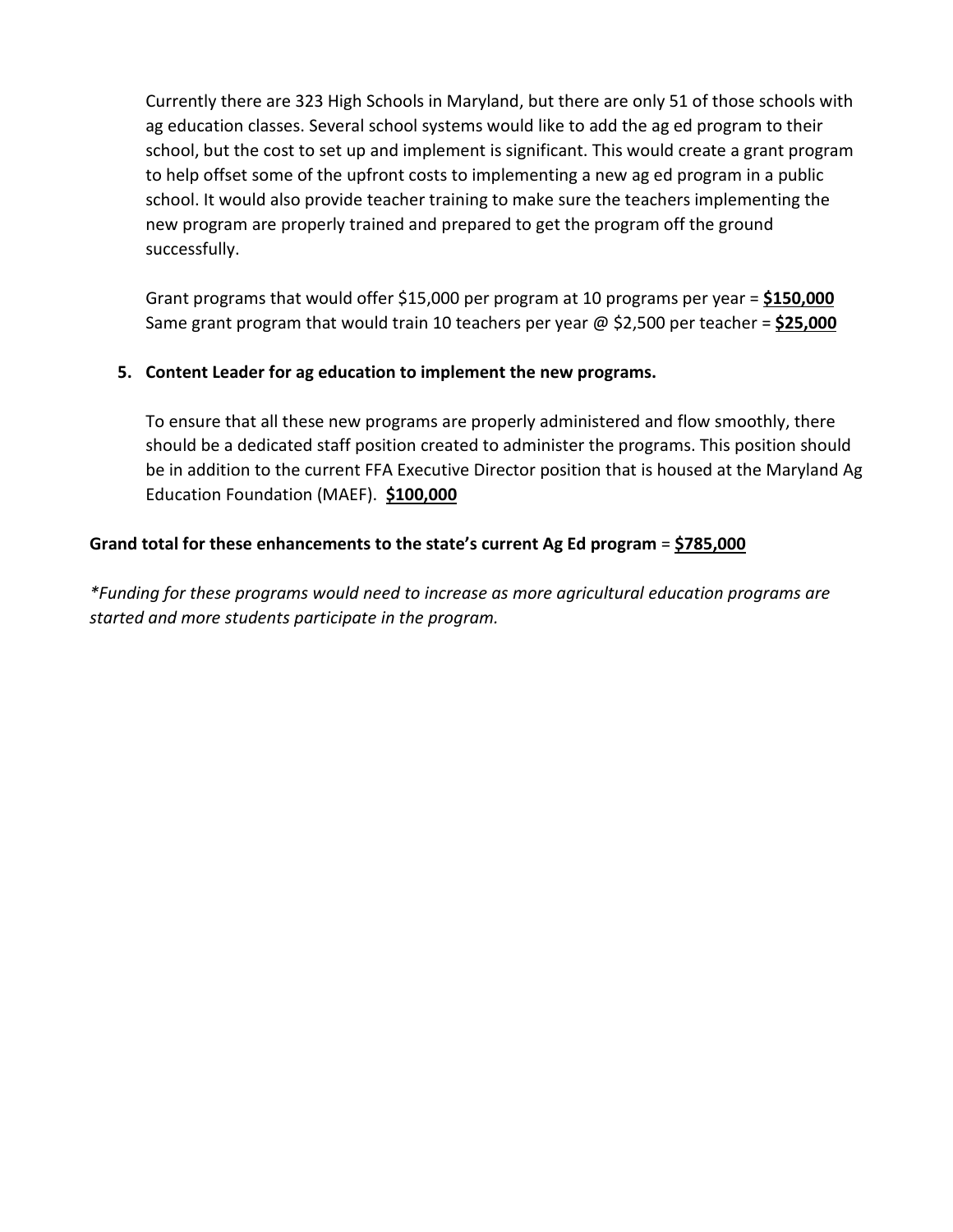Currently there are 323 High Schools in Maryland, but there are only 51 of those schools with ag education classes. Several school systems would like to add the ag ed program to their school, but the cost to set up and implement is significant. This would create a grant program to help offset some of the upfront costs to implementing a new ag ed program in a public school. It would also provide teacher training to make sure the teachers implementing the new program are properly trained and prepared to get the program off the ground successfully.

Grant programs that would offer $15,000 per program at 10 programs per year = **$150,000**
Same grant program that would train 10 teachers per year @ $2,500 per teacher = **$25,000**

5. **Content Leader for ag education to implement the new programs.**

   To ensure that all these new programs are properly administered and flow smoothly, there should be a dedicated staff position created to administer the programs. This position should be in addition to the current FFA Executive Director position that is housed at the Maryland Ag Education Foundation (MAEF). **$100,000**

**Grand total for these enhancements to the state's current Ag Ed program** = **$785,000**

*\*Funding for these programs would need to increase as more agricultural education programs are started and more students participate in the program.*